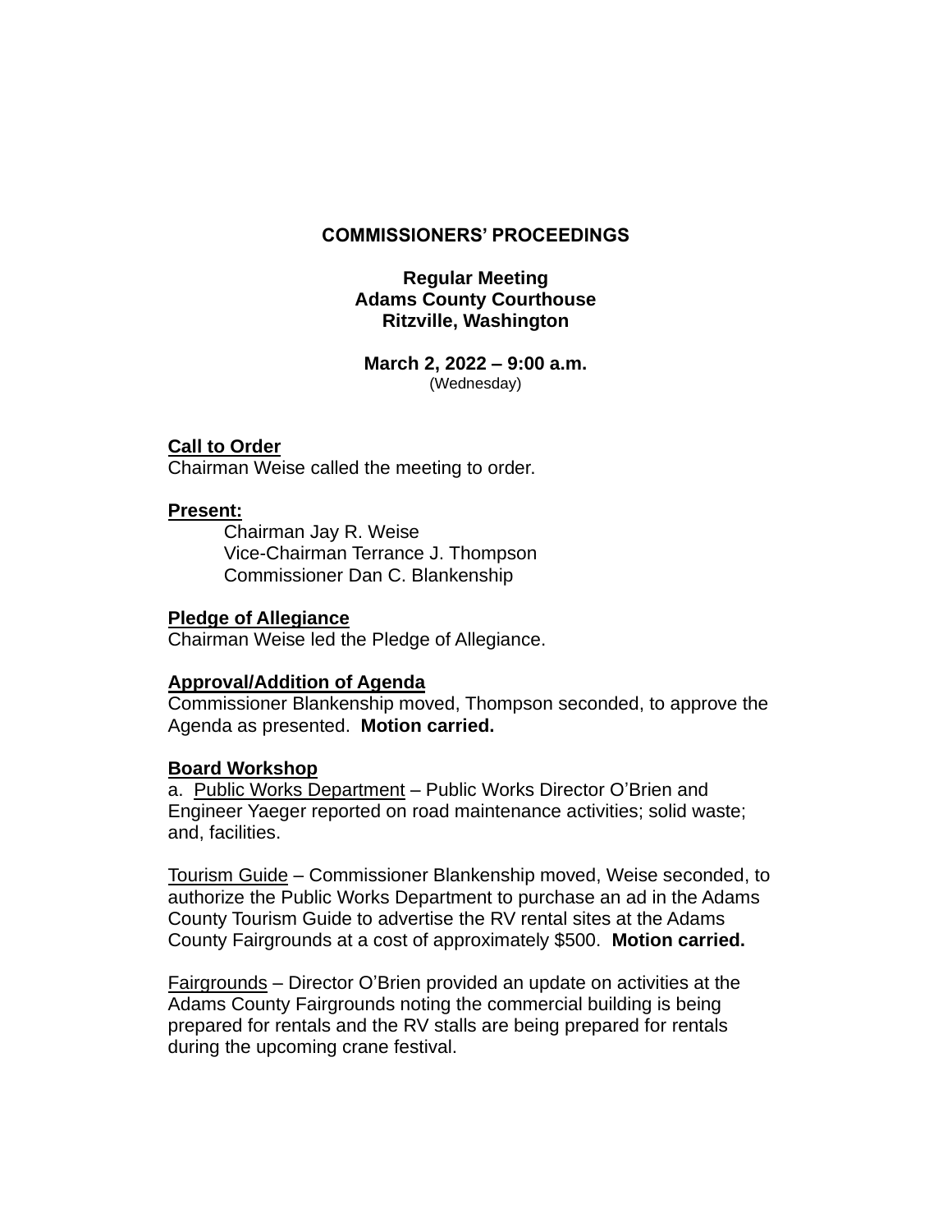# COMMISSIONERS' PROCEEDINGS

**Regular Meeting**
**Adams County Courthouse**
**Ritzville, Washington**

**March 2, 2022 – 9:00 a.m.**
(Wednesday)

**Call to Order**
Chairman Weise called the meeting to order.

**Present:**

Chairman Jay R. Weise
Vice-Chairman Terrance J. Thompson
Commissioner Dan C. Blankenship

**Pledge of Allegiance**
Chairman Weise led the Pledge of Allegiance.

**Approval/Addition of Agenda**
Commissioner Blankenship moved, Thompson seconded, to approve the Agenda as presented. **Motion carried.**

**Board Workshop**
a. Public Works Department – Public Works Director O'Brien and Engineer Yaeger reported on road maintenance activities; solid waste; and, facilities.

Tourism Guide – Commissioner Blankenship moved, Weise seconded, to authorize the Public Works Department to purchase an ad in the Adams County Tourism Guide to advertise the RV rental sites at the Adams County Fairgrounds at a cost of approximately $500. **Motion carried.**

Fairgrounds – Director O'Brien provided an update on activities at the Adams County Fairgrounds noting the commercial building is being prepared for rentals and the RV stalls are being prepared for rentals during the upcoming crane festival.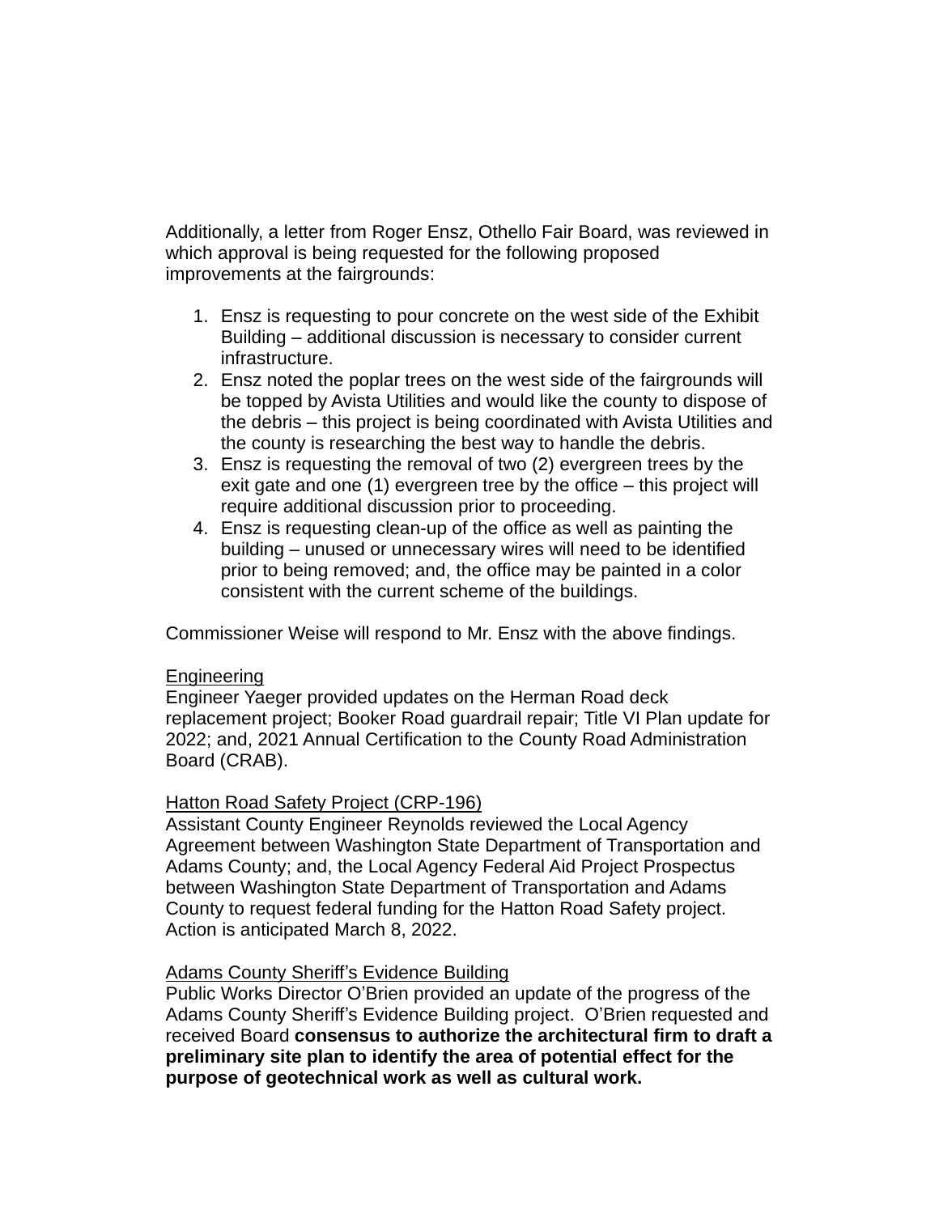Additionally, a letter from Roger Ensz, Othello Fair Board, was reviewed in which approval is being requested for the following proposed improvements at the fairgrounds:

1. Ensz is requesting to pour concrete on the west side of the Exhibit Building – additional discussion is necessary to consider current infrastructure.
2. Ensz noted the poplar trees on the west side of the fairgrounds will be topped by Avista Utilities and would like the county to dispose of the debris – this project is being coordinated with Avista Utilities and the county is researching the best way to handle the debris.
3. Ensz is requesting the removal of two (2) evergreen trees by the exit gate and one (1) evergreen tree by the office – this project will require additional discussion prior to proceeding.
4. Ensz is requesting clean-up of the office as well as painting the building – unused or unnecessary wires will need to be identified prior to being removed; and, the office may be painted in a color consistent with the current scheme of the buildings.

Commissioner Weise will respond to Mr. Ensz with the above findings.

<u>Engineering</u>
Engineer Yaeger provided updates on the Herman Road deck replacement project; Booker Road guardrail repair; Title VI Plan update for 2022; and, 2021 Annual Certification to the County Road Administration Board (CRAB).

<u>Hatton Road Safety Project (CRP-196)</u>
Assistant County Engineer Reynolds reviewed the Local Agency Agreement between Washington State Department of Transportation and Adams County; and, the Local Agency Federal Aid Project Prospectus between Washington State Department of Transportation and Adams County to request federal funding for the Hatton Road Safety project. Action is anticipated March 8, 2022.

<u>Adams County Sheriff's Evidence Building</u>
Public Works Director O'Brien provided an update of the progress of the Adams County Sheriff's Evidence Building project. O'Brien requested and received Board **consensus to authorize the architectural firm to draft a preliminary site plan to identify the area of potential effect for the purpose of geotechnical work as well as cultural work.**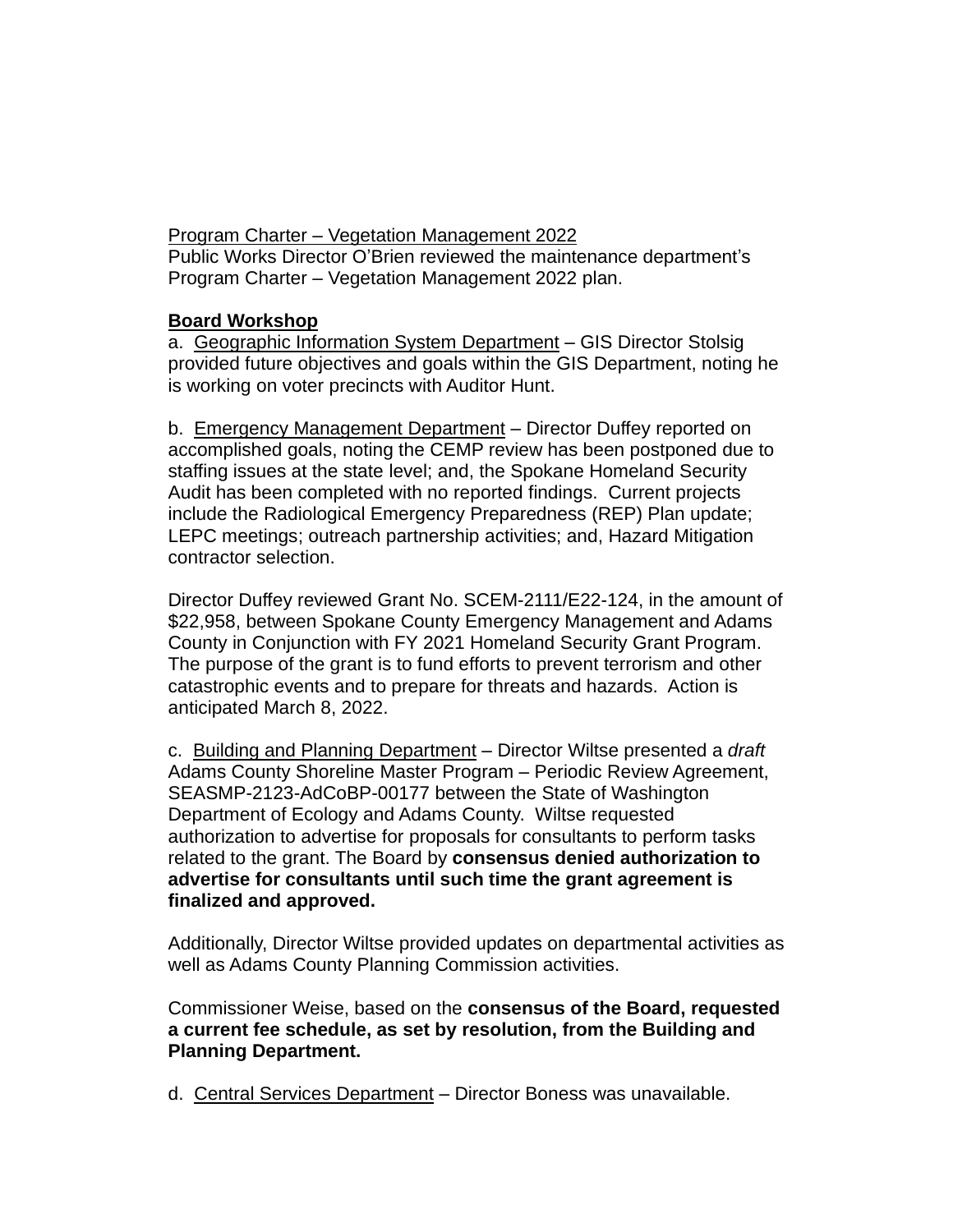Program Charter – Vegetation Management 2022
Public Works Director O'Brien reviewed the maintenance department's Program Charter – Vegetation Management 2022 plan.

**Board Workshop**

a. Geographic Information System Department – GIS Director Stolsig provided future objectives and goals within the GIS Department, noting he is working on voter precincts with Auditor Hunt.

b. Emergency Management Department – Director Duffey reported on accomplished goals, noting the CEMP review has been postponed due to staffing issues at the state level; and, the Spokane Homeland Security Audit has been completed with no reported findings. Current projects include the Radiological Emergency Preparedness (REP) Plan update; LEPC meetings; outreach partnership activities; and, Hazard Mitigation contractor selection.

Director Duffey reviewed Grant No. SCEM-2111/E22-124, in the amount of $22,958, between Spokane County Emergency Management and Adams County in Conjunction with FY 2021 Homeland Security Grant Program. The purpose of the grant is to fund efforts to prevent terrorism and other catastrophic events and to prepare for threats and hazards. Action is anticipated March 8, 2022.

c. Building and Planning Department – Director Wiltse presented a *draft* Adams County Shoreline Master Program – Periodic Review Agreement, SEASMP-2123-AdCoBP-00177 between the State of Washington Department of Ecology and Adams County. Wiltse requested authorization to advertise for proposals for consultants to perform tasks related to the grant. The Board by **consensus denied authorization to advertise for consultants until such time the grant agreement is finalized and approved.**

Additionally, Director Wiltse provided updates on departmental activities as well as Adams County Planning Commission activities.

Commissioner Weise, based on the **consensus of the Board, requested a current fee schedule, as set by resolution, from the Building and Planning Department.**

d. Central Services Department – Director Boness was unavailable.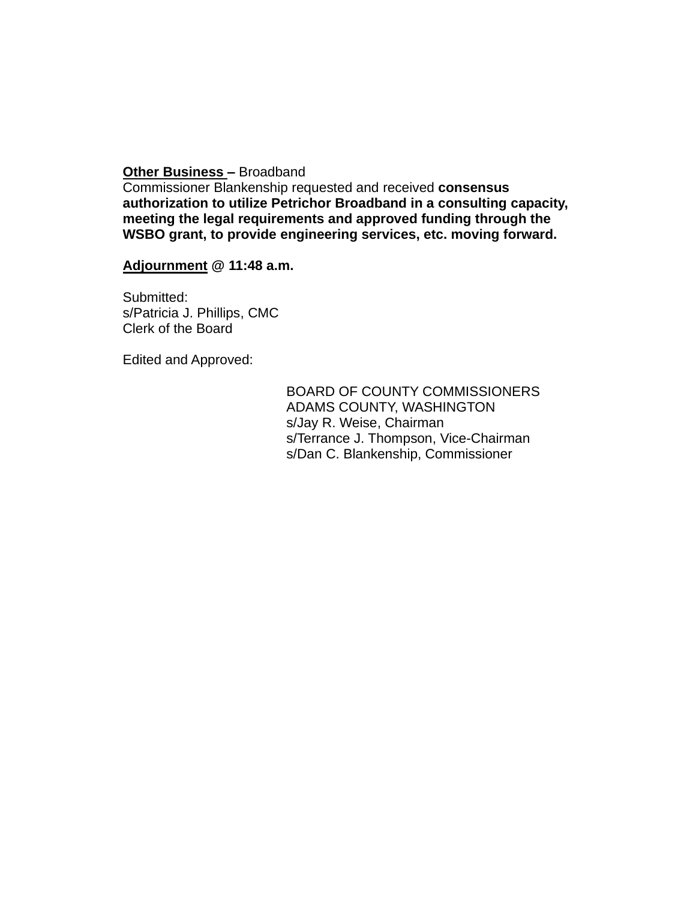**Other Business –** Broadband
Commissioner Blankenship requested and received **consensus authorization to utilize Petrichor Broadband in a consulting capacity, meeting the legal requirements and approved funding through the WSBO grant, to provide engineering services, etc. moving forward.**

**Adjournment @ 11:48 a.m.**

Submitted:
s/Patricia J. Phillips, CMC
Clerk of the Board

Edited and Approved:

BOARD OF COUNTY COMMISSIONERS
ADAMS COUNTY, WASHINGTON
s/Jay R. Weise, Chairman
s/Terrance J. Thompson, Vice-Chairman
s/Dan C. Blankenship, Commissioner